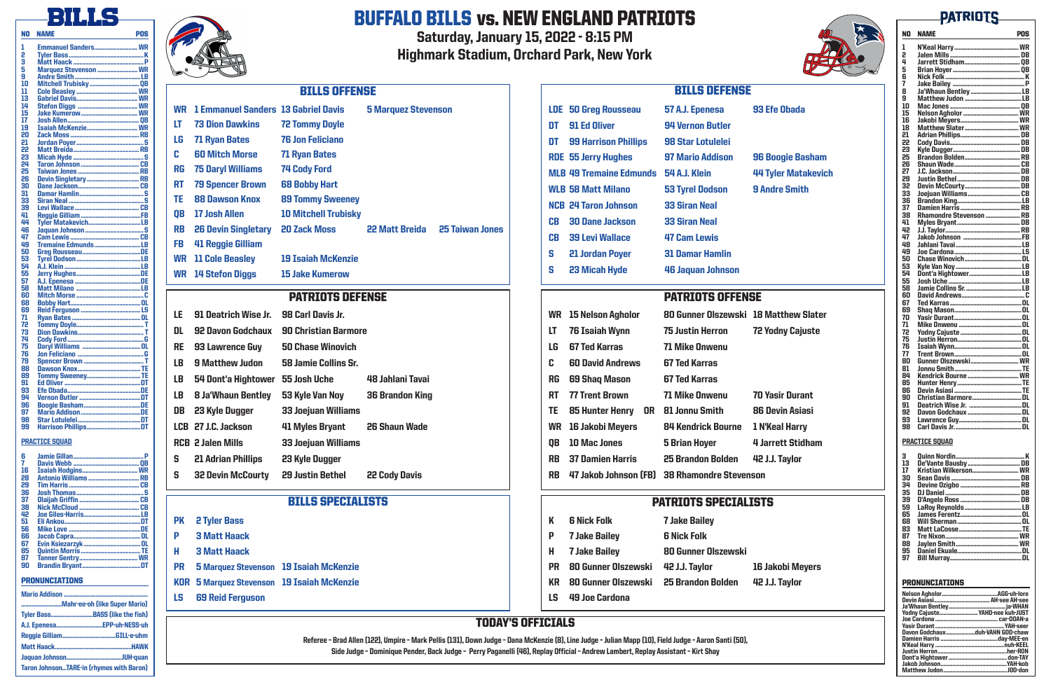# BUFFALO BILLS vs. NEW ENGLAND PATRIOTS

**Saturday, January 15, 2022 - 8:15 PM**
**Highmark Stadium, Orchard Park, New York**

## BILLS

| NO | NAME | POS |
|---|---|---|
| 1 | Emmanuel Sanders | WR |
| 2 | Tyler Bass | K |
| 3 | Matt Haack | P |
| 5 | Marquez Stevenson | WR |
| 9 | Andre Smith | LB |
| 10 | Mitchell Trubisky | QB |
| 11 | Cole Beasley | WR |
| 13 | Gabriel Davis | WR |
| 14 | Stefon Diggs | WR |
| 15 | Jake Kumerow | WR |
| 17 | Josh Allen | QB |
| 19 | Isaiah McKenzie | WR |
| 20 | Zack Moss | RB |
| 21 | Jordan Poyer | S |
| 22 | Matt Breida | RB |
| 23 | Micah Hyde | S |
| 24 | Taron Johnson | CB |
| 25 | Taiwan Jones | RB |
| 26 | Devin Singletary | RB |
| 30 | Dane Jackson | CB |
| 31 | Damar Hamlin | S |
| 33 | Siran Neal | S |
| 39 | Levi Wallace | CB |
| 41 | Reggie Gilliam | FB |
| 44 | Tyler Matakevich | LB |
| 46 | Jaquan Johnson | S |
| 47 | Cam Lewis | CB |
| 49 | Tremaine Edmunds | LB |
| 50 | Greg Rousseau | DE |
| 53 | Tyrel Dodson | LB |
| 54 | A.J. Klein | LB |
| 55 | Jerry Hughes | DE |
| 57 | A.J. Epenesa | DE |
| 58 | Matt Milano | LB |
| 60 | Mitch Morse | C |
| 68 | Bobby Hart | OL |
| 69 | Reid Ferguson | LS |
| 71 | Ryan Bates | OL |
| 72 | Tommy Doyle | T |
| 73 | Dion Dawkins | T |
| 74 | Cody Ford | G |
| 75 | Daryl Williams | OL |
| 76 | Jon Feliciano | G |
| 79 | Spencer Brown | T |
| 88 | Dawson Knox | TE |
| 89 | Tommy Sweeney | TE |
| 91 | Ed Oliver | DT |
| 93 | Efe Obada | DE |
| 94 | Vernon Butler | DT |
| 96 | Boogie Basham | DE |
| 97 | Mario Addison | DE |
| 98 | Star Lotulelei | DT |
| 99 | Harrison Phillips | DT |

### PRACTICE SQUAD

| NO | NAME | POS |
|---|---|---|
| 6 | Jamie Gillan | P |
| 7 | Davis Webb | QB |
| 16 | Isaiah Hodgins | WR |
| 28 | Antonio Williams | RB |
| 29 | Tim Harris | CB |
| 36 | Josh Thomas | S |
| 37 | Olaijah Griffin | CB |
| 38 | Nick McCloud | CB |
| 42 | Joe Giles-Harris | LB |
| 51 | Eli Ankou | DT |
| 56 | Mike Love | DE |
| 66 | Jacob Capra | OL |
| 67 | Evin Ksiezarzyk | OL |
| 85 | Quintin Morris | TE |
| 87 | Tanner Gentry | WR |
| 90 | Brandin Bryant | DT |

### PRONUNCIATIONS

- Mario Addison ..........Mahr-ee-oh (like Super Mario)
- Tyler Bass..........BASS (like the fish)
- A.J. Epenesa..........EPP-uh-NESS-uh
- Reggie Gilliam..........GILL-e-uhm
- Matt Haack..........HAWK
- Jaquan Johnson..........JUH-quan
- Taron Johnson...TARE-in (rhymes with Baron)

## BILLS OFFENSE

| Pos | | | | |
|---|---|---|---|---|
| WR | 1 Emmanuel Sanders | 13 Gabriel Davis | 5 Marquez Stevenson | |
| LT | 73 Dion Dawkins | 72 Tommy Doyle | | |
| LG | 71 Ryan Bates | 76 Jon Feliciano | | |
| C | 60 Mitch Morse | 71 Ryan Bates | | |
| RG | 75 Daryl Williams | 74 Cody Ford | | |
| RT | 79 Spencer Brown | 68 Bobby Hart | | |
| TE | 88 Dawson Knox | 89 Tommy Sweeney | | |
| QB | 17 Josh Allen | 10 Mitchell Trubisky | | |
| RB | 26 Devin Singletary | 20 Zack Moss | 22 Matt Breida | 25 Taiwan Jones |
| FB | 41 Reggie Gilliam | | | |
| WR | 11 Cole Beasley | 19 Isaiah McKenzie | | |
| WR | 14 Stefon Diggs | 15 Jake Kumerow | | |

## PATRIOTS DEFENSE

| Pos | | | |
|---|---|---|---|
| LE | 91 Deatrich Wise Jr. | 98 Carl Davis Jr. | |
| DL | 92 Davon Godchaux | 90 Christian Barmore | |
| RE | 93 Lawrence Guy | 50 Chase Winovich | |
| LB | 9 Matthew Judon | 58 Jamie Collins Sr. | |
| LB | 54 Dont'a Hightower | 55 Josh Uche | 48 Jahlani Tavai |
| LB | 8 Ja'Whaun Bentley | 53 Kyle Van Noy | 36 Brandon King |
| DB | 23 Kyle Dugger | 33 Joejuan Williams | |
| LCB | 27 J.C. Jackson | 41 Myles Bryant | 26 Shaun Wade |
| RCB | 2 Jalen Mills | 33 Joejuan Williams | |
| S | 21 Adrian Phillips | 23 Kyle Dugger | |
| S | 32 Devin McCourty | 29 Justin Bethel | 22 Cody Davis |

## BILLS SPECIALISTS

| Pos | | |
|---|---|---|
| PK | 2 Tyler Bass | |
| P | 3 Matt Haack | |
| H | 3 Matt Haack | |
| PR | 5 Marquez Stevenson | 19 Isaiah McKenzie |
| KOR | 5 Marquez Stevenson | 19 Isaiah McKenzie |
| LS | 69 Reid Ferguson | |

## BILLS DEFENSE

| Pos | | | |
|---|---|---|---|
| LDE | 50 Greg Rousseau | 57 A.J. Epenesa | 93 Efe Obada |
| DT | 91 Ed Oliver | 94 Vernon Butler | |
| DT | 99 Harrison Phillips | 98 Star Lotulelei | |
| RDE | 55 Jerry Hughes | 97 Mario Addison | 96 Boogie Basham |
| MLB | 49 Tremaine Edmunds | 54 A.J. Klein | 44 Tyler Matakevich |
| WLB | 58 Matt Milano | 53 Tyrel Dodson | 9 Andre Smith |
| NCB | 24 Taron Johnson | 33 Siran Neal | |
| CB | 30 Dane Jackson | 33 Siran Neal | |
| CB | 39 Levi Wallace | 47 Cam Lewis | |
| S | 21 Jordan Poyer | 31 Damar Hamlin | |
| S | 23 Micah Hyde | 46 Jaquan Johnson | |

## PATRIOTS OFFENSE

| Pos | | | |
|---|---|---|---|
| WR | 15 Nelson Agholor | 80 Gunner Olszewski | 18 Matthew Slater |
| LT | 76 Isaiah Wynn | 75 Justin Herron | 72 Yodny Cajuste |
| LG | 67 Ted Karras | 71 Mike Onwenu | |
| C | 60 David Andrews | 67 Ted Karras | |
| RG | 69 Shaq Mason | 67 Ted Karras | |
| RT | 77 Trent Brown | 71 Mike Onwenu | 70 Yasir Durant |
| TE | 85 Hunter Henry OR | 81 Jonnu Smith | 86 Devin Asiasi |
| WR | 16 Jakobi Meyers | 84 Kendrick Bourne | 1 N'Keal Harry |
| QB | 10 Mac Jones | 5 Brian Hoyer | 4 Jarrett Stidham |
| RB | 37 Damien Harris | 25 Brandon Bolden | 42 J.J. Taylor |
| RB | 47 Jakob Johnson (FB) | 38 Rhamondre Stevenson | |

## PATRIOTS SPECIALISTS

| Pos | | | |
|---|---|---|---|
| K | 6 Nick Folk | 7 Jake Bailey | |
| P | 7 Jake Bailey | 6 Nick Folk | |
| H | 7 Jake Bailey | 80 Gunner Olszewski | |
| PR | 80 Gunner Olszewski | 42 J.J. Taylor | 16 Jakobi Meyers |
| KR | 80 Gunner Olszewski | 25 Brandon Bolden | 42 J.J. Taylor |
| LS | 49 Joe Cardona | | |

## TODAY'S OFFICIALS

Referee - Brad Allen (122), Umpire - Mark Pellis (131), Down Judge - Dana McKenzie (8), Line Judge - Julian Mapp (10), Field Judge - Aaron Santi (50), Side Judge - Dominique Pender, Back Judge - Perry Paganelli (46), Replay Official - Andrew Lambert, Replay Assistant - Kirt Shay

## PATRIOTS

| NO | NAME | POS |
|---|---|---|
| 1 | N'Keal Harry | WR |
| 2 | Jalen Mills | DB |
| 4 | Jarrett Stidham | QB |
| 5 | Brian Hoyer | QB |
| 6 | Nick Folk | K |
| 7 | Jake Bailey | P |
| 8 | Ja'Whaun Bentley | LB |
| 9 | Matthew Judon | LB |
| 10 | Mac Jones | QB |
| 15 | Nelson Agholor | WR |
| 16 | Jakobi Meyers | WR |
| 18 | Matthew Slater | WR |
| 21 | Adrian Phillips | DB |
| 22 | Cody Davis | DB |
| 23 | Kyle Dugger | DB |
| 25 | Brandon Bolden | RB |
| 26 | Shaun Wade | CB |
| 27 | J.C. Jackson | DB |
| 29 | Justin Bethel | DB |
| 32 | Devin McCourty | DB |
| 33 | Joejuan Williams | CB |
| 36 | Brandon King | LB |
| 37 | Damien Harris | RB |
| 38 | Rhamondre Stevenson | RB |
| 41 | Myles Bryant | DB |
| 42 | J.J. Taylor | RB |
| 47 | Jakob Johnson | FB |
| 48 | Jahlani Tavai | LB |
| 49 | Joe Cardona | LS |
| 50 | Chase Winovich | DL |
| 53 | Kyle Van Noy | LB |
| 54 | Dont'a Hightower | LB |
| 55 | Josh Uche | LB |
| 58 | Jamie Collins Sr. | LB |
| 60 | David Andrews | C |
| 67 | Ted Karras | OL |
| 69 | Shaq Mason | OL |
| 70 | Yasir Durant | OL |
| 71 | Mike Onwenu | OL |
| 72 | Yodny Cajuste | OL |
| 75 | Justin Herron | OL |
| 76 | Isaiah Wynn | OL |
| 77 | Trent Brown | OL |
| 80 | Gunner Olszewski | WR |
| 81 | Jonnu Smith | TE |
| 84 | Kendrick Bourne | WR |
| 85 | Hunter Henry | TE |
| 86 | Devin Asiasi | TE |
| 90 | Christian Barmore | DL |
| 91 | Deatrich Wise Jr. | DL |
| 92 | Davon Godchaux | DL |
| 93 | Lawrence Guy | DL |
| 98 | Carl Davis Jr. | DL |

### PRACTICE SQUAD

| NO | NAME | POS |
|---|---|---|
| 3 | Quinn Nordin | K |
| 13 | De'Vante Bausby | DB |
| 17 | Kristian Wilkerson | WR |
| 30 | Sean Davis | DB |
| 34 | Devine Ozigbo | RB |
| 35 | DJ Daniel | DB |
| 39 | D'Angelo Ross | DB |
| 59 | LaRoy Reynolds | LB |
| 65 | James Ferentz | OL |
| 68 | Will Sherman | OL |
| 83 | Matt LaCosse | TE |
| 87 | Tre Nixon | WR |
| 88 | Jaylen Smith | WR |
| 95 | Daniel Ekuale | DL |
| 97 | Bill Murray | DL |

### PRONUNCIATIONS

- Nelson Agholor..........AGG-uh-lore
- Devin Asiasi..........AH-see AH-see
- Ja'Whaun Bentley..........ja-WHAN
- Yodny Cajuste..........YAHD-nee kuh-JUST
- Joe Cardona..........car-DOAN-a
- Yasir Durant..........YAH-seer
- Davon Godchaux..........duh-VAHN GOD-chaw
- Damien Harris..........day-MEE-en
- N'Keal Harry..........nuh-KEEL
- Justin Herron..........her-RON
- Dont'a Hightower..........don-TAY
- Jakob Johnson..........YAH-kob
- Matthew Judon..........JOO-don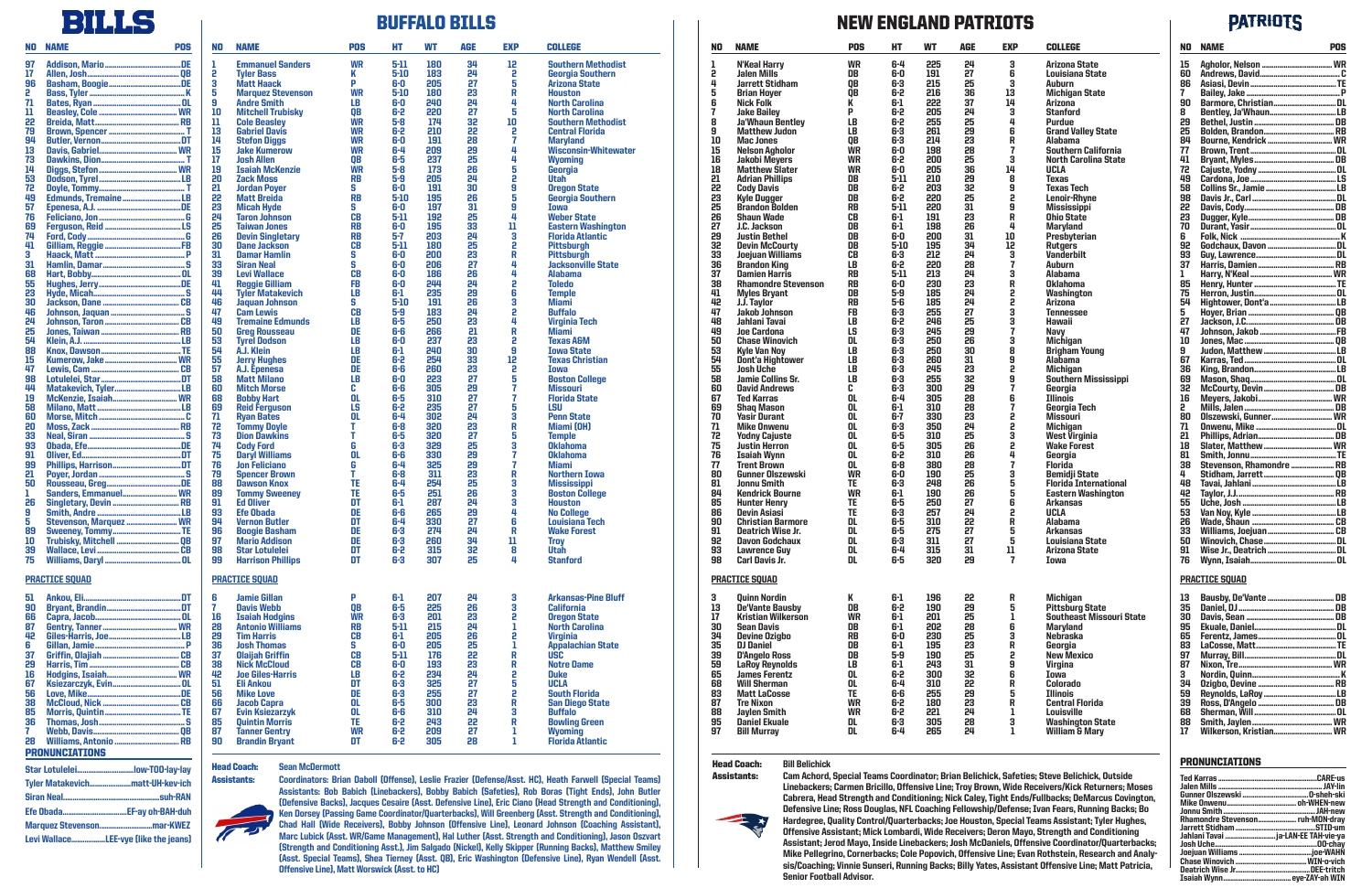# BILLS

| NO | NAME | POS |
|---|---|---|
| 97 | Addison, Mario | DE |
| 17 | Allen, Josh | QB |
| 96 | Basham, Boogie | DE |
| 2 | Bass, Tyler | K |
| 71 | Bates, Ryan | OL |
| 11 | Beasley, Cole | WR |
| 22 | Breida, Matt | RB |
| 79 | Brown, Spencer | T |
| 94 | Butler, Vernon | DT |
| 13 | Davis, Gabriel | WR |
| 73 | Dawkins, Dion | T |
| 14 | Diggs, Stefon | WR |
| 53 | Dodson, Tyrel | LB |
| 72 | Doyle, Tommy | T |
| 49 | Edmunds, Tremaine | LB |
| 57 | Epenesa, A.J. | DE |
| 76 | Feliciano, Jon | G |
| 69 | Ferguson, Reid | LS |
| 74 | Ford, Cody | G |
| 41 | Gilliam, Reggie | FB |
| 3 | Haack, Matt | P |
| 31 | Hamlin, Damar | S |
| 68 | Hart, Bobby | OL |
| 55 | Hughes, Jerry | DE |
| 23 | Hyde, Micah | S |
| 30 | Jackson, Dane | CB |
| 46 | Johnson, Jaquan | S |
| 24 | Johnson, Taron | CB |
| 25 | Jones, Taiwan | RB |
| 54 | Klein, A.J. | LB |
| 88 | Knox, Dawson | TE |
| 15 | Kumerow, Jake | WR |
| 47 | Lewis, Cam | CB |
| 98 | Lotulelei, Star | DT |
| 44 | Matakevich, Tyler | LB |
| 19 | McKenzie, Isaiah | WR |
| 58 | Milano, Matt | LB |
| 60 | Morse, Mitch | C |
| 20 | Moss, Zack | RB |
| 33 | Neal, Siran | S |
| 93 | Obada, Efe | DE |
| 91 | Oliver, Ed | DT |
| 99 | Phillips, Harrison | DT |
| 21 | Poyer, Jordan | S |
| 50 | Rousseau, Greg | DE |
| 1 | Sanders, Emmanuel | WR |
| 26 | Singletary, Devin | RB |
| 9 | Smith, Andre | LB |
| 5 | Stevenson, Marquez | WR |
| 89 | Sweeney, Tommy | TE |
| 10 | Trubisky, Mitchell | QB |
| 39 | Wallace, Levi | CB |
| 75 | Williams, Daryl | OL |

**PRACTICE SQUAD**

| NO | NAME | POS |
|---|---|---|
| 51 | Ankou, Eli | DT |
| 90 | Bryant, Brandin | DT |
| 66 | Capra, Jacob | OL |
| 87 | Gentry, Tanner | WR |
| 42 | Giles-Harris, Joe | LB |
| 6 | Gillan, Jamie | P |
| 37 | Griffin, Olaijah | CB |
| 29 | Harris, Tim | CB |
| 16 | Hodgins, Isaiah | WR |
| 67 | Ksiezarczyk, Evin | OL |
| 56 | Love, Mike | DE |
| 38 | McCloud, Nick | CB |
| 85 | Morris, Quintin | TE |
| 36 | Thomas, Josh | S |
| 7 | Webb, Davis | QB |
| 28 | Williams, Antonio | RB |

**PRONUNCIATIONS**

- Star Lotulelei ... low-TOO-lay-lay
- Tyler Matakevich ... matt-UH-kev-ich
- Siran Neal ... suh-RAN
- Efe Obada ... EF-ay oh-BAH-duh
- Marquez Stevenson ... mar-KWEZ
- Levi Wallace ... LEE-vye (like the jeans)

# BUFFALO BILLS

| NO | NAME | POS | HT | WT | AGE | EXP | COLLEGE |
|---|---|---|---|---|---|---|---|
| 1 | Emmanuel Sanders | WR | 5-11 | 180 | 34 | 12 | Southern Methodist |
| 2 | Tyler Bass | K | 5-10 | 183 | 24 | 2 | Georgia Southern |
| 3 | Matt Haack | P | 6-0 | 205 | 27 | 5 | Arizona State |
| 5 | Marquez Stevenson | WR | 5-10 | 180 | 23 | R | Houston |
| 9 | Andre Smith | LB | 6-0 | 240 | 24 | 4 | North Carolina |
| 10 | Mitchell Trubisky | QB | 6-2 | 220 | 27 | 5 | North Carolina |
| 11 | Cole Beasley | WR | 5-8 | 174 | 32 | 10 | Southern Methodist |
| 13 | Gabriel Davis | WR | 6-2 | 210 | 22 | 2 | Central Florida |
| 14 | Stefon Diggs | WR | 6-0 | 191 | 28 | 7 | Maryland |
| 15 | Jake Kumerow | WR | 6-4 | 209 | 29 | 4 | Wisconsin-Whitewater |
| 17 | Josh Allen | QB | 6-5 | 237 | 25 | 4 | Wyoming |
| 19 | Isaiah McKenzie | WR | 5-8 | 173 | 26 | 5 | Georgia |
| 20 | Zack Moss | RB | 5-9 | 205 | 24 | 2 | Utah |
| 21 | Jordan Poyer | S | 6-0 | 191 | 30 | 9 | Oregon State |
| 22 | Matt Breida | RB | 5-10 | 195 | 26 | 5 | Georgia Southern |
| 23 | Micah Hyde | S | 6-0 | 197 | 31 | 9 | Iowa |
| 24 | Taron Johnson | CB | 5-11 | 192 | 25 | 4 | Weber State |
| 25 | Taiwan Jones | RB | 6-0 | 195 | 33 | 11 | Eastern Washington |
| 26 | Devin Singletary | RB | 5-7 | 203 | 24 | 3 | Florida Atlantic |
| 30 | Dane Jackson | CB | 5-11 | 180 | 25 | 2 | Pittsburgh |
| 31 | Damar Hamlin | S | 6-0 | 200 | 23 | R | Pittsburgh |
| 33 | Siran Neal | S | 6-0 | 206 | 27 | 4 | Jacksonville State |
| 39 | Levi Wallace | CB | 6-0 | 186 | 26 | 4 | Alabama |
| 41 | Reggie Gilliam | FB | 6-0 | 244 | 24 | 2 | Toledo |
| 44 | Tyler Matakevich | LB | 6-1 | 235 | 29 | 6 | Temple |
| 46 | Jaquan Johnson | S | 5-10 | 191 | 26 | 3 | Miami |
| 47 | Cam Lewis | CB | 5-9 | 183 | 24 | 2 | Buffalo |
| 49 | Tremaine Edmunds | LB | 6-5 | 250 | 23 | 4 | Virginia Tech |
| 50 | Greg Rousseau | DE | 6-6 | 266 | 21 | R | Miami |
| 53 | Tyrel Dodson | LB | 6-0 | 237 | 23 | 2 | Texas A&M |
| 54 | A.J. Klein | LB | 6-1 | 240 | 30 | 9 | Iowa State |
| 55 | Jerry Hughes | DE | 6-2 | 254 | 33 | 12 | Texas Christian |
| 57 | A.J. Epenesa | DE | 6-6 | 260 | 23 | 2 | Iowa |
| 58 | Matt Milano | LB | 6-0 | 223 | 27 | 5 | Boston College |
| 60 | Mitch Morse | C | 6-6 | 305 | 29 | 7 | Missouri |
| 68 | Bobby Hart | OL | 6-5 | 310 | 27 | 7 | Florida State |
| 69 | Reid Ferguson | LS | 6-2 | 235 | 27 | 5 | LSU |
| 71 | Ryan Bates | OL | 6-4 | 302 | 24 | 3 | Penn State |
| 72 | Tommy Doyle | T | 6-8 | 320 | 23 | R | Miami (OH) |
| 73 | Dion Dawkins | T | 6-5 | 320 | 27 | 5 | Temple |
| 74 | Cody Ford | G | 6-3 | 329 | 25 | 3 | Oklahoma |
| 75 | Daryl Williams | OL | 6-6 | 330 | 29 | 7 | Oklahoma |
| 76 | Jon Feliciano | G | 6-4 | 325 | 29 | 7 | Miami |
| 79 | Spencer Brown | T | 6-8 | 311 | 23 | R | Northern Iowa |
| 88 | Dawson Knox | TE | 6-4 | 254 | 25 | 3 | Mississippi |
| 89 | Tommy Sweeney | TE | 6-5 | 251 | 26 | 3 | Boston College |
| 91 | Ed Oliver | DT | 6-1 | 287 | 24 | 3 | Houston |
| 93 | Efe Obada | DE | 6-6 | 265 | 29 | 4 | No College |
| 94 | Vernon Butler | DT | 6-4 | 330 | 27 | 6 | Louisiana Tech |
| 96 | Boogie Basham | DE | 6-3 | 274 | 24 | R | Wake Forest |
| 97 | Mario Addison | DE | 6-3 | 260 | 34 | 11 | Troy |
| 98 | Star Lotulelei | DT | 6-2 | 315 | 32 | 8 | Utah |
| 99 | Harrison Phillips | DT | 6-3 | 307 | 25 | 4 | Stanford |

**PRACTICE SQUAD**

| NO | NAME | POS | HT | WT | AGE | EXP | COLLEGE |
|---|---|---|---|---|---|---|---|
| 6 | Jamie Gillan | P | 6-1 | 207 | 24 | 3 | Arkansas-Pine Bluff |
| 7 | Davis Webb | QB | 6-5 | 225 | 26 | 3 | California |
| 16 | Isaiah Hodgins | WR | 6-3 | 201 | 23 | 2 | Oregon State |
| 28 | Antonio Williams | RB | 5-11 | 215 | 24 | 1 | North Carolina |
| 29 | Tim Harris | CB | 6-1 | 205 | 26 | 2 | Virginia |
| 36 | Josh Thomas | S | 6-0 | 205 | 25 | 1 | Appalachian State |
| 37 | Olaijah Griffin | CB | 5-11 | 176 | 22 | R | USC |
| 38 | Nick McCloud | CB | 6-0 | 193 | 23 | R | Notre Dame |
| 42 | Joe Giles-Harris | LB | 6-2 | 234 | 24 | 2 | Duke |
| 51 | Eli Ankou | DT | 6-3 | 325 | 27 | 5 | UCLA |
| 56 | Mike Love | DE | 6-3 | 255 | 27 | 2 | South Florida |
| 66 | Jacob Capra | OL | 6-5 | 300 | 23 | R | San Diego State |
| 67 | Evin Ksiezarczyk | OL | 6-6 | 310 | 24 | 3 | Buffalo |
| 85 | Quintin Morris | TE | 6-2 | 243 | 22 | R | Bowling Green |
| 87 | Tanner Gentry | WR | 6-2 | 209 | 27 | 1 | Wyoming |
| 90 | Brandin Bryant | DT | 6-2 | 305 | 28 | 3 | Florida Atlantic |

**Head Coach:** Sean McDermott

**Assistants:** Coordinators: Brian Daboll (Offense), Leslie Frazier (Defense/Asst. HC), Heath Farwell (Special Teams) Assistants: Bob Babich (Linebackers), Bobby Babich (Safeties), Rob Boras (Tight Ends), John Butler (Defensive Backs), Jacques Cesaire (Asst. Defensive Line), Eric Ciano (Head Strength and Conditioning), Ken Dorsey (Passing Game Coordinator/Quarterbacks), Will Greenberg (Asst. Strength and Conditioning), Chad Hall (Wide Receivers), Bobby Johnson (Offensive Line), Leonard Johnson (Coaching Assistant), Marc Lubick (Asst. WR/Game Management), Hal Luther (Asst. Strength and Conditioning), Jason Oszvart (Strength and Conditioning Asst.), Jim Salgado (Nickel), Kelly Skipper (Running Backs), Matthew Smiley (Asst. Special Teams), Shea Tierney (Asst. QB), Eric Washington (Defensive Line), Ryan Wendell (Asst. Offensive Line), Matt Worswick (Asst. to HC)

# NEW ENGLAND PATRIOTS

| NO | NAME | POS | HT | WT | AGE | EXP | COLLEGE |
|---|---|---|---|---|---|---|---|
| 1 | N'Keal Harry | WR | 6-4 | 225 | 24 | 3 | Arizona State |
| 2 | Jalen Mills | DB | 6-0 | 191 | 27 | 6 | Louisiana State |
| 4 | Jarrett Stidham | QB | 6-3 | 215 | 25 | 3 | Auburn |
| 5 | Brian Hoyer | QB | 6-2 | 216 | 36 | 13 | Michigan State |
| 6 | Nick Folk | K | 6-1 | 222 | 37 | 14 | Arizona |
| 7 | Jake Bailey | P | 6-2 | 205 | 24 | 3 | Stanford |
| 8 | Ja'Whaun Bentley | LB | 6-2 | 255 | 25 | 4 | Purdue |
| 9 | Matthew Judon | LB | 6-3 | 261 | 29 | 6 | Grand Valley State |
| 10 | Mac Jones | QB | 6-3 | 214 | 23 | R | Alabama |
| 15 | Nelson Agholor | WR | 6-0 | 198 | 28 | 7 | Southern California |
| 16 | Jakobi Meyers | WR | 6-2 | 200 | 25 | 3 | North Carolina State |
| 18 | Matthew Slater | WR | 6-0 | 205 | 36 | 14 | UCLA |
| 21 | Adrian Phillips | DB | 5-11 | 210 | 29 | 8 | Texas |
| 22 | Cody Davis | DB | 6-2 | 203 | 32 | 9 | Texas Tech |
| 23 | Kyle Dugger | DB | 6-2 | 220 | 25 | 2 | Lenoir-Rhyne |
| 25 | Brandon Bolden | RB | 5-11 | 220 | 31 | 9 | Mississippi |
| 26 | Shaun Wade | CB | 6-1 | 191 | 23 | R | Ohio State |
| 27 | J.C. Jackson | DB | 6-1 | 198 | 26 | 4 | Maryland |
| 29 | Justin Bethel | DB | 6-0 | 200 | 31 | 10 | Presbyterian |
| 32 | Devin McCourty | DB | 5-10 | 195 | 34 | 12 | Rutgers |
| 33 | Joejuan Williams | CB | 6-3 | 212 | 24 | 3 | Vanderbilt |
| 36 | Brandon King | LB | 6-2 | 220 | 28 | 7 | Auburn |
| 37 | Damien Harris | RB | 5-11 | 213 | 24 | 3 | Alabama |
| 38 | Rhamondre Stevenson | RB | 6-0 | 230 | 23 | R | Oklahoma |
| 41 | Myles Bryant | DB | 5-9 | 185 | 24 | 2 | Washington |
| 42 | J.J. Taylor | RB | 5-6 | 185 | 24 | 2 | Arizona |
| 47 | Jakob Johnson | FB | 6-3 | 255 | 27 | 3 | Tennessee |
| 48 | Jahlani Tavai | LB | 6-2 | 246 | 25 | 3 | Hawaii |
| 49 | Joe Cardona | LS | 6-3 | 245 | 29 | 7 | Navy |
| 50 | Chase Winovich | DL | 6-3 | 250 | 26 | 3 | Michigan |
| 53 | Kyle Van Noy | LB | 6-3 | 250 | 30 | 8 | Brigham Young |
| 54 | Dont'a Hightower | LB | 6-3 | 260 | 31 | 9 | Alabama |
| 55 | Josh Uche | LB | 6-3 | 245 | 23 | 2 | Michigan |
| 58 | Jamie Collins Sr. | LB | 6-3 | 255 | 32 | 9 | Southern Mississippi |
| 60 | David Andrews | C | 6-3 | 300 | 29 | 7 | Georgia |
| 67 | Ted Karras | OL | 6-4 | 305 | 28 | 6 | Illinois |
| 69 | Shaq Mason | OL | 6-1 | 310 | 28 | 7 | Georgia Tech |
| 70 | Yasir Durant | OL | 6-7 | 330 | 23 | 2 | Missouri |
| 71 | Mike Onwenu | OL | 6-3 | 350 | 24 | 2 | Michigan |
| 72 | Yodny Cajuste | OL | 6-5 | 310 | 25 | 3 | West Virginia |
| 75 | Justin Herron | OL | 6-5 | 305 | 26 | 2 | Wake Forest |
| 76 | Isaiah Wynn | OL | 6-2 | 310 | 26 | 4 | Georgia |
| 77 | Trent Brown | OL | 6-8 | 380 | 28 | 7 | Florida |
| 80 | Gunner Olszewski | WR | 6-0 | 190 | 25 | 3 | Bemidji State |
| 81 | Jonnu Smith | TE | 6-3 | 248 | 26 | 5 | Florida International |
| 84 | Kendrick Bourne | WR | 6-1 | 190 | 26 | 5 | Eastern Washington |
| 85 | Hunter Henry | TE | 6-5 | 250 | 27 | 6 | Arkansas |
| 86 | Devin Asiasi | TE | 6-3 | 257 | 24 | 2 | UCLA |
| 90 | Christian Barmore | DL | 6-5 | 310 | 22 | R | Alabama |
| 91 | Deatrich Wise Jr. | DL | 6-5 | 275 | 27 | 5 | Arkansas |
| 92 | Davon Godchaux | DL | 6-3 | 311 | 27 | 5 | Louisiana State |
| 93 | Lawrence Guy | DL | 6-4 | 315 | 31 | 11 | Arizona State |
| 98 | Carl Davis Jr. | DL | 6-5 | 320 | 29 | 7 | Iowa |

**PRACTICE SQUAD**

| NO | NAME | POS | HT | WT | AGE | EXP | COLLEGE |
|---|---|---|---|---|---|---|---|
| 3 | Quinn Nordin | K | 6-1 | 196 | 22 | R | Michigan |
| 13 | De'Vante Bausby | DB | 6-2 | 190 | 29 | 5 | Pittsburg State |
| 17 | Kristian Wilkerson | WR | 6-1 | 201 | 25 | 1 | Southeast Missouri State |
| 30 | Sean Davis | DB | 6-1 | 202 | 28 | 6 | Maryland |
| 34 | Devine Ozigbo | RB | 6-0 | 230 | 25 | 3 | Nebraska |
| 35 | DJ Daniel | DB | 6-1 | 195 | 23 | R | Georgia |
| 39 | D'Angelo Ross | DB | 5-9 | 190 | 25 | 2 | New Mexico |
| 59 | LaRoy Reynolds | LB | 6-1 | 243 | 31 | 9 | Virginia |
| 65 | James Ferentz | OL | 6-2 | 300 | 32 | 6 | Iowa |
| 68 | Will Sherman | OL | 6-4 | 310 | 22 | R | Colorado |
| 83 | Matt LaCosse | TE | 6-6 | 255 | 29 | 5 | Illinois |
| 87 | Tre Nixon | WR | 6-2 | 180 | 23 | R | Central Florida |
| 88 | Jaylen Smith | WR | 6-2 | 221 | 24 | 1 | Louisville |
| 95 | Daniel Ekuale | DL | 6-3 | 305 | 28 | 3 | Washington State |
| 97 | Bill Murray | DL | 6-4 | 265 | 24 | 1 | William & Mary |

**Head Coach:** Bill Belichick

**Assistants:** Cam Achord, Special Teams Coordinator; Brian Belichick, Safeties; Steve Belichick, Outside Linebackers; Carmen Bricillo, Offensive Line; Troy Brown, Wide Receivers/Kick Returners; Moses Cabrera, Head Strength and Conditioning; Nick Caley, Tight Ends/Fullbacks; DeMarcus Covington, Defensive Line; Ross Douglas, NFL Coaching Fellowship/Defense; Ivan Fears, Running Backs; Bo Hardegree, Quality Control/Quarterbacks; Joe Houston, Special Teams Assistant; Tyler Hughes, Offensive Assistant; Mick Lombardi, Wide Receivers; Deron Mayo, Strength and Conditioning Assistant; Jerod Mayo, Inside Linebackers; Josh McDaniels, Offensive Coordinator/Quarterbacks; Mike Pellegrino, Cornerbacks; Cole Popovich, Offensive Line; Evan Rothstein, Research and Analysis/Coaching; Vinnie Sunseri, Running Backs; Billy Yates, Assistant Offensive Line; Matt Patricia, Senior Football Advisor.

# PATRIOTS

| NO | NAME | POS |
|---|---|---|
| 15 | Agholor, Nelson | WR |
| 60 | Andrews, David | C |
| 86 | Asiasi, Devin | TE |
| 7 | Bailey, Jake | P |
| 90 | Barmore, Christian | DL |
| 8 | Bentley, Ja'Whaun | LB |
| 29 | Bethel, Justin | DB |
| 25 | Bolden, Brandon | RB |
| 84 | Bourne, Kendrick | WR |
| 77 | Brown, Trent | OL |
| 41 | Bryant, Myles | DB |
| 72 | Cajuste, Yodny | OL |
| 49 | Cardona, Joe | LS |
| 58 | Collins Sr., Jamie | LB |
| 98 | Davis Jr., Carl | DL |
| 22 | Davis, Cody | DB |
| 23 | Dugger, Kyle | DB |
| 70 | Durant, Yasir | OL |
| 6 | Folk, Nick | K |
| 92 | Godchaux, Davon | DL |
| 93 | Guy, Lawrence | DL |
| 37 | Harris, Damien | RB |
| 1 | Harry, N'Keal | WR |
| 85 | Henry, Hunter | TE |
| 75 | Herron, Justin | OL |
| 54 | Hightower, Dont'a | LB |
| 5 | Hoyer, Brian | QB |
| 27 | Jackson, J.C. | DB |
| 47 | Johnson, Jakob | FB |
| 10 | Jones, Mac | QB |
| 9 | Judon, Matthew | LB |
| 67 | Karras, Ted | OL |
| 36 | King, Brandon | LB |
| 69 | Mason, Shaq | OL |
| 32 | McCourty, Devin | DB |
| 16 | Meyers, Jakobi | WR |
| 2 | Mills, Jalen | DB |
| 80 | Olszewski, Gunner | WR |
| 71 | Onwenu, Mike | OL |
| 21 | Phillips, Adrian | DB |
| 18 | Slater, Matthew | WR |
| 81 | Smith, Jonnu | TE |
| 38 | Stevenson, Rhamondre | RB |
| 4 | Stidham, Jarrett | QB |
| 48 | Tavai, Jahlani | LB |
| 42 | Taylor, J.J. | RB |
| 55 | Uche, Josh | LB |
| 53 | Van Noy, Kyle | LB |
| 26 | Wade, Shaun | CB |
| 33 | Williams, Joejuan | CB |
| 50 | Winovich, Chase | DL |
| 91 | Wise Jr., Deatrich | DL |
| 76 | Wynn, Isaiah | OL |

**PRACTICE SQUAD**

| NO | NAME | POS |
|---|---|---|
| 13 | Bausby, De'Vante | DB |
| 35 | Daniel, DJ | DB |
| 30 | Davis, Sean | DB |
| 95 | Ekuale, Daniel | DL |
| 65 | Ferentz, James | OL |
| 83 | LaCosse, Matt | TE |
| 97 | Murray, Bill | DL |
| 87 | Nixon, Tre | WR |
| 3 | Nordin, Quinn | K |
| 34 | Ozigbo, Devine | RB |
| 39 | Reynolds, LaRoy | LB |
| 59 | Ross, D'Angelo | DB |
| 68 | Sherman, Will | OL |
| 88 | Smith, Jaylen | WR |
| 17 | Wilkerson, Kristian | WR |

**PRONUNCIATIONS**

- Ted Karras ... CARE-us
- Jalen Mills ... JAY-lin
- Gunner Olszewski ... Oh-shеh-ski
- Mike Onwenu ... oh-WHEN-new
- Jonnu Smith ... JAH-new
- Rhamondre Stevenson ... ruh-MON-dray
- Jarrett Stidham ... STID-um
- Jahlani Tavai ... ja-LAH-nee TAH-vie-ya
- Josh Uche ... OO-chay
- Joejuan Williams ... joe-WAHN
- Chase Winovich ... WIN-o-vich
- Deatrich Wise Jr. ... DEE-tritch
- Isaiah Wynn ... eye-ZAY-ah WIN